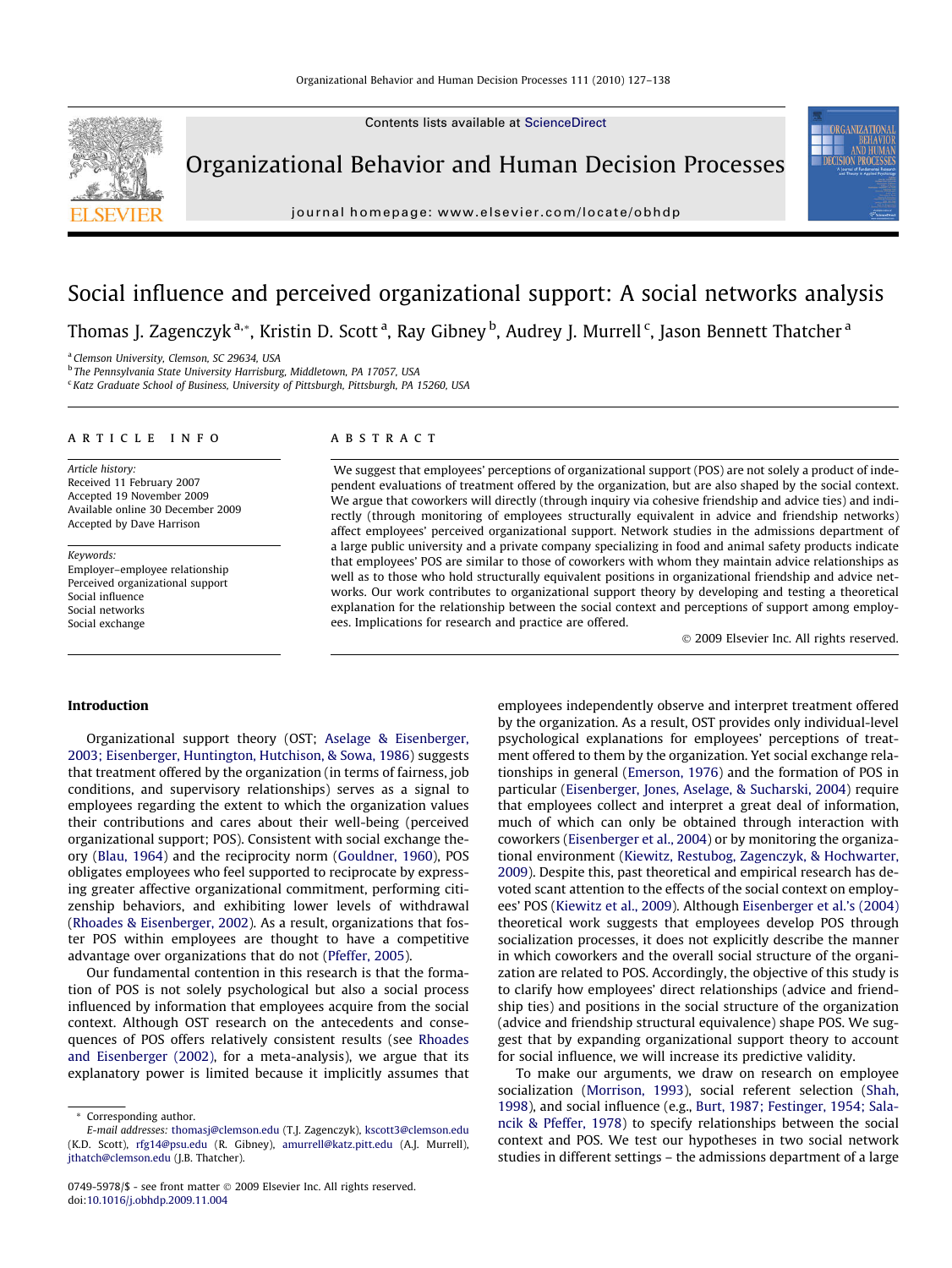# Social influence and perceived organizational support: A social networks analysis

Thomas J. Zagenczyk [a,*], Kristin D. Scott [a], Ray Gibney [b], Audrey J. Murrell [c], Jason Bennett Thatcher [a]

[a] Clemson University, Clemson, SC 29634, USA
[b] The Pennsylvania State University Harrisburg, Middletown, PA 17057, USA
[c] Katz Graduate School of Business, University of Pittsburgh, Pittsburgh, PA 15260, USA

## ARTICLE INFO

*Article history:*
Received 11 February 2007
Accepted 19 November 2009
Available online 30 December 2009
Accepted by Dave Harrison

*Keywords:*
Employer–employee relationship
Perceived organizational support
Social influence
Social networks
Social exchange

## ABSTRACT

We suggest that employees' perceptions of organizational support (POS) are not solely a product of independent evaluations of treatment offered by the organization, but are also shaped by the social context. We argue that coworkers will directly (through inquiry via cohesive friendship and advice ties) and indirectly (through monitoring of employees structurally equivalent in advice and friendship networks) affect employees' perceived organizational support. Network studies in the admissions department of a large public university and a private company specializing in food and animal safety products indicate that employees' POS are similar to those of coworkers with whom they maintain advice relationships as well as to those who hold structurally equivalent positions in organizational friendship and advice networks. Our work contributes to organizational support theory by developing and testing a theoretical explanation for the relationship between the social context and perceptions of support among employees. Implications for research and practice are offered.

© 2009 Elsevier Inc. All rights reserved.

## Introduction

Organizational support theory (OST; Aselage & Eisenberger, 2003; Eisenberger, Huntington, Hutchison, & Sowa, 1986) suggests that treatment offered by the organization (in terms of fairness, job conditions, and supervisory relationships) serves as a signal to employees regarding the extent to which the organization values their contributions and cares about their well-being (perceived organizational support; POS). Consistent with social exchange theory (Blau, 1964) and the reciprocity norm (Gouldner, 1960), POS obligates employees who feel supported to reciprocate by expressing greater affective organizational commitment, performing citizenship behaviors, and exhibiting lower levels of withdrawal (Rhoades & Eisenberger, 2002). As a result, organizations that foster POS within employees are thought to have a competitive advantage over organizations that do not (Pfeffer, 2005).

Our fundamental contention in this research is that the formation of POS is not solely psychological but also a social process influenced by information that employees acquire from the social context. Although OST research on the antecedents and consequences of POS offers relatively consistent results (see Rhoades and Eisenberger (2002), for a meta-analysis), we argue that its explanatory power is limited because it implicitly assumes that employees independently observe and interpret treatment offered by the organization. As a result, OST provides only individual-level psychological explanations for employees' perceptions of treatment offered to them by the organization. Yet social exchange relationships in general (Emerson, 1976) and the formation of POS in particular (Eisenberger, Jones, Aselage, & Sucharski, 2004) require that employees collect and interpret a great deal of information, much of which can only be obtained through interaction with coworkers (Eisenberger et al., 2004) or by monitoring the organizational environment (Kiewitz, Restubog, Zagenczyk, & Hochwarter, 2009). Despite this, past theoretical and empirical research has devoted scant attention to the effects of the social context on employees' POS (Kiewitz et al., 2009). Although Eisenberger et al.'s (2004) theoretical work suggests that employees develop POS through socialization processes, it does not explicitly describe the manner in which coworkers and the overall social structure of the organization are related to POS. Accordingly, the objective of this study is to clarify how employees' direct relationships (advice and friendship ties) and positions in the social structure of the organization (advice and friendship structural equivalence) shape POS. We suggest that by expanding organizational support theory to account for social influence, we will increase its predictive validity.

To make our arguments, we draw on research on employee socialization (Morrison, 1993), social referent selection (Shah, 1998), and social influence (e.g., Burt, 1987; Festinger, 1954; Salancik & Pfeffer, 1978) to specify relationships between the social context and POS. We test our hypotheses in two social network studies in different settings – the admissions department of a large

\* Corresponding author.
*E-mail addresses:* thomasj@clemson.edu (T.J. Zagenczyk), kscott3@clemson.edu (K.D. Scott), rfg14@psu.edu (R. Gibney), amurrell@katz.pitt.edu (A.J. Murrell), jthatch@clemson.edu (J.B. Thatcher).

0749-5978/$ - see front matter © 2009 Elsevier Inc. All rights reserved.
doi:10.1016/j.obhdp.2009.11.004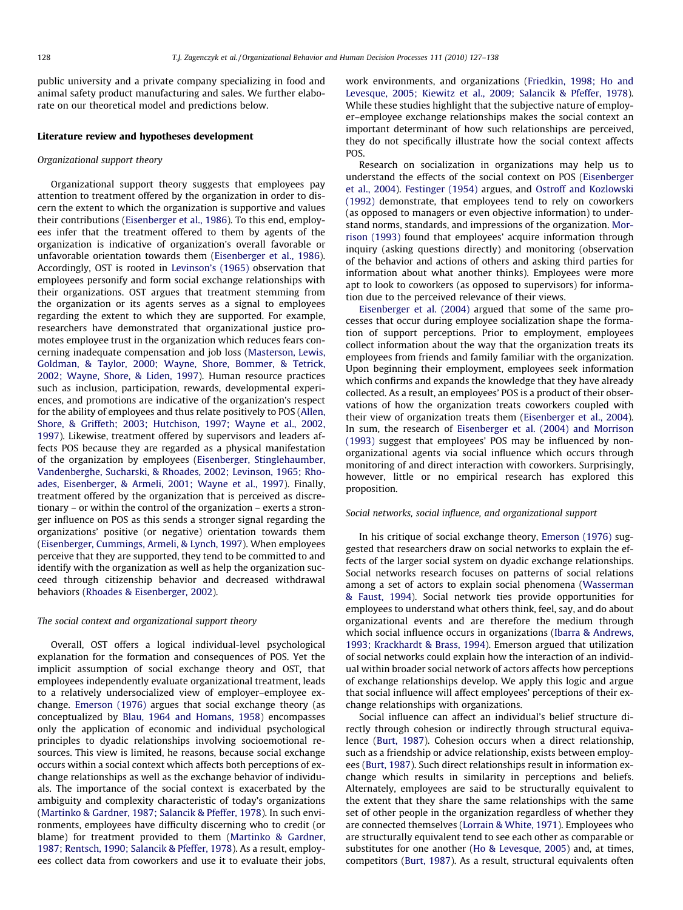public university and a private company specializing in food and animal safety product manufacturing and sales. We further elaborate on our theoretical model and predictions below.

## Literature review and hypotheses development

### Organizational support theory

Organizational support theory suggests that employees pay attention to treatment offered by the organization in order to discern the extent to which the organization is supportive and values their contributions (Eisenberger et al., 1986). To this end, employees infer that the treatment offered to them by agents of the organization is indicative of organization's overall favorable or unfavorable orientation towards them (Eisenberger et al., 1986). Accordingly, OST is rooted in Levinson's (1965) observation that employees personify and form social exchange relationships with their organizations. OST argues that treatment stemming from the organization or its agents serves as a signal to employees regarding the extent to which they are supported. For example, researchers have demonstrated that organizational justice promotes employee trust in the organization which reduces fears concerning inadequate compensation and job loss (Masterson, Lewis, Goldman, & Taylor, 2000; Wayne, Shore, Bommer, & Tetrick, 2002; Wayne, Shore, & Liden, 1997). Human resource practices such as inclusion, participation, rewards, developmental experiences, and promotions are indicative of the organization's respect for the ability of employees and thus relate positively to POS (Allen, Shore, & Griffeth; 2003; Hutchison, 1997; Wayne et al., 2002, 1997). Likewise, treatment offered by supervisors and leaders affects POS because they are regarded as a physical manifestation of the organization by employees (Eisenberger, Stinglehaumber, Vandenberghe, Sucharski, & Rhoades, 2002; Levinson, 1965; Rhoades, Eisenberger, & Armeli, 2001; Wayne et al., 1997). Finally, treatment offered by the organization that is perceived as discretionary – or within the control of the organization – exerts a stronger influence on POS as this sends a stronger signal regarding the organizations' positive (or negative) orientation towards them (Eisenberger, Cummings, Armeli, & Lynch, 1997). When employees perceive that they are supported, they tend to be committed to and identify with the organization as well as help the organization succeed through citizenship behavior and decreased withdrawal behaviors (Rhoades & Eisenberger, 2002).

### The social context and organizational support theory

Overall, OST offers a logical individual-level psychological explanation for the formation and consequences of POS. Yet the implicit assumption of social exchange theory and OST, that employees independently evaluate organizational treatment, leads to a relatively undersocialized view of employer–employee exchange. Emerson (1976) argues that social exchange theory (as conceptualized by Blau, 1964 and Homans, 1958) encompasses only the application of economic and individual psychological principles to dyadic relationships involving socioemotional resources. This view is limited, he reasons, because social exchange occurs within a social context which affects both perceptions of exchange relationships as well as the exchange behavior of individuals. The importance of the social context is exacerbated by the ambiguity and complexity characteristic of today's organizations (Martinko & Gardner, 1987; Salancik & Pfeffer, 1978). In such environments, employees have difficulty discerning who to credit (or blame) for treatment provided to them (Martinko & Gardner, 1987; Rentsch, 1990; Salancik & Pfeffer, 1978). As a result, employees collect data from coworkers and use it to evaluate their jobs, work environments, and organizations (Friedkin, 1998; Ho and Levesque, 2005; Kiewitz et al., 2009; Salancik & Pfeffer, 1978). While these studies highlight that the subjective nature of employer–employee exchange relationships makes the social context an important determinant of how such relationships are perceived, they do not specifically illustrate how the social context affects POS.

Research on socialization in organizations may help us to understand the effects of the social context on POS (Eisenberger et al., 2004). Festinger (1954) argues, and Ostroff and Kozlowski (1992) demonstrate, that employees tend to rely on coworkers (as opposed to managers or even objective information) to understand norms, standards, and impressions of the organization. Morrison (1993) found that employees' acquire information through inquiry (asking questions directly) and monitoring (observation of the behavior and actions of others and asking third parties for information about what another thinks). Employees were more apt to look to coworkers (as opposed to supervisors) for information due to the perceived relevance of their views.

Eisenberger et al. (2004) argued that some of the same processes that occur during employee socialization shape the formation of support perceptions. Prior to employment, employees collect information about the way that the organization treats its employees from friends and family familiar with the organization. Upon beginning their employment, employees seek information which confirms and expands the knowledge that they have already collected. As a result, an employees' POS is a product of their observations of how the organization treats coworkers coupled with their view of organization treats them (Eisenberger et al., 2004). In sum, the research of Eisenberger et al. (2004) and Morrison (1993) suggest that employees' POS may be influenced by non-organizational agents via social influence which occurs through monitoring of and direct interaction with coworkers. Surprisingly, however, little or no empirical research has explored this proposition.

### Social networks, social influence, and organizational support

In his critique of social exchange theory, Emerson (1976) suggested that researchers draw on social networks to explain the effects of the larger social system on dyadic exchange relationships. Social networks research focuses on patterns of social relations among a set of actors to explain social phenomena (Wasserman & Faust, 1994). Social network ties provide opportunities for employees to understand what others think, feel, say, and do about organizational events and are therefore the medium through which social influence occurs in organizations (Ibarra & Andrews, 1993; Krackhardt & Brass, 1994). Emerson argued that utilization of social networks could explain how the interaction of an individual within broader social network of actors affects how perceptions of exchange relationships develop. We apply this logic and argue that social influence will affect employees' perceptions of their exchange relationships with organizations.

Social influence can affect an individual's belief structure directly through cohesion or indirectly through structural equivalence (Burt, 1987). Cohesion occurs when a direct relationship, such as a friendship or advice relationship, exists between employees (Burt, 1987). Such direct relationships result in information exchange which results in similarity in perceptions and beliefs. Alternately, employees are said to be structurally equivalent to the extent that they share the same relationships with the same set of other people in the organization regardless of whether they are connected themselves (Lorrain & White, 1971). Employees who are structurally equivalent tend to see each other as comparable or substitutes for one another (Ho & Levesque, 2005) and, at times, competitors (Burt, 1987). As a result, structural equivalents often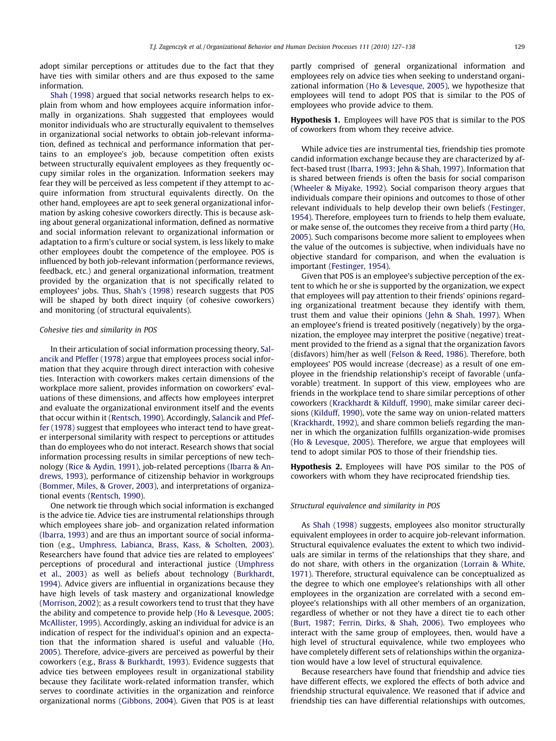adopt similar perceptions or attitudes due to the fact that they have ties with similar others and are thus exposed to the same information.

Shah (1998) argued that social networks research helps to explain from whom and how employees acquire information informally in organizations. Shah suggested that employees would monitor individuals who are structurally equivalent to themselves in organizational social networks to obtain job-relevant information, defined as technical and performance information that pertains to an employee's job, because competition often exists between structurally equivalent employees as they frequently occupy similar roles in the organization. Information seekers may fear they will be perceived as less competent if they attempt to acquire information from structural equivalents directly. On the other hand, employees are apt to seek general organizational information by asking cohesive coworkers directly. This is because asking about general organizational information, defined as normative and social information relevant to organizational information or adaptation to a firm's culture or social system, is less likely to make other employees doubt the competence of the employee. POS is influenced by both job-relevant information (performance reviews, feedback, etc.) and general organizational information, treatment provided by the organization that is not specifically related to employees' jobs. Thus, Shah's (1998) research suggests that POS will be shaped by both direct inquiry (of cohesive coworkers) and monitoring (of structural equivalents).

*Cohesive ties and similarity in POS*

In their articulation of social information processing theory, Salancik and Pfeffer (1978) argue that employees process social information that they acquire through direct interaction with cohesive ties. Interaction with coworkers makes certain dimensions of the workplace more salient, provides information on coworkers' evaluations of these dimensions, and affects how employees interpret and evaluate the organizational environment itself and the events that occur within it (Rentsch, 1990). Accordingly, Salancik and Pfeffer (1978) suggest that employees who interact tend to have greater interpersonal similarity with respect to perceptions or attitudes than do employees who do not interact. Research shows that social information processing results in similar perceptions of new technology (Rice & Aydin, 1991), job-related perceptions (Ibarra & Andrews, 1993), performance of citizenship behavior in workgroups (Bommer, Miles, & Grover, 2003), and interpretations of organizational events (Rentsch, 1990).

One network tie through which social information is exchanged is the advice tie. Advice ties are instrumental relationships through which employees share job- and organization related information (Ibarra, 1993) and are thus an important source of social information (e.g., Umphress, Labianca, Brass, Kass, & Scholten, 2003). Researchers have found that advice ties are related to employees' perceptions of procedural and interactional justice (Umphress et al., 2003) as well as beliefs about technology (Burkhardt, 1994). Advice givers are influential in organizations because they have high levels of task mastery and organizational knowledge (Morrison, 2002); as a result coworkers tend to trust that they have the ability and competence to provide help (Ho & Levesque, 2005; McAllister, 1995). Accordingly, asking an individual for advice is an indication of respect for the individual's opinion and an expectation that the information shared is useful and valuable (Ho, 2005). Therefore, advice-givers are perceived as powerful by their coworkers (e.g., Brass & Burkhardt, 1993). Evidence suggests that advice ties between employees result in organizational stability because they facilitate work-related information transfer, which serves to coordinate activities in the organization and reinforce organizational norms (Gibbons, 2004). Given that POS is at least partly comprised of general organizational information and employees rely on advice ties when seeking to understand organizational information (Ho & Levesque, 2005), we hypothesize that employees will tend to adopt POS that is similar to the POS of employees who provide advice to them.

**Hypothesis 1.** Employees will have POS that is similar to the POS of coworkers from whom they receive advice.

While advice ties are instrumental ties, friendship ties promote candid information exchange because they are characterized by affect-based trust (Ibarra, 1993; Jehn & Shah, 1997). Information that is shared between friends is often the basis for social comparison (Wheeler & Miyake, 1992). Social comparison theory argues that individuals compare their opinions and outcomes to those of other relevant individuals to help develop their own beliefs (Festinger, 1954). Therefore, employees turn to friends to help them evaluate, or make sense of, the outcomes they receive from a third party (Ho, 2005). Such comparisons become more salient to employees when the value of the outcomes is subjective, when individuals have no objective standard for comparison, and when the evaluation is important (Festinger, 1954).

Given that POS is an employee's subjective perception of the extent to which he or she is supported by the organization, we expect that employees will pay attention to their friends' opinions regarding organizational treatment because they identify with them, trust them and value their opinions (Jehn & Shah, 1997). When an employee's friend is treated positively (negatively) by the organization, the employee may interpret the positive (negative) treatment provided to the friend as a signal that the organization favors (disfavors) him/her as well (Felson & Reed, 1986). Therefore, both employees' POS would increase (decrease) as a result of one employee in the friendship relationship's receipt of favorable (unfavorable) treatment. In support of this view, employees who are friends in the workplace tend to share similar perceptions of other coworkers (Krackhardt & Kilduff, 1990), make similar career decisions (Kilduff, 1990), vote the same way on union-related matters (Krackhardt, 1992), and share common beliefs regarding the manner in which the organization fulfills organization-wide promises (Ho & Levesque, 2005). Therefore, we argue that employees will tend to adopt similar POS to those of their friendship ties.

**Hypothesis 2.** Employees will have POS similar to the POS of coworkers with whom they have reciprocated friendship ties.

*Structural equivalence and similarity in POS*

As Shah (1998) suggests, employees also monitor structurally equivalent employees in order to acquire job-relevant information. Structural equivalence evaluates the extent to which two individuals are similar in terms of the relationships that they share, and do not share, with others in the organization (Lorrain & White, 1971). Therefore, structural equivalence can be conceptualized as the degree to which one employee's relationships with all other employees in the organization are correlated with a second employee's relationships with all other members of an organization, regardless of whether or not they have a direct tie to each other (Burt, 1987; Ferrin, Dirks, & Shah, 2006). Two employees who interact with the same group of employees, then, would have a high level of structural equivalence, while two employees who have completely different sets of relationships within the organization would have a low level of structural equivalence.

Because researchers have found that friendship and advice ties have different effects, we explored the effects of both advice and friendship structural equivalence. We reasoned that if advice and friendship ties can have differential relationships with outcomes,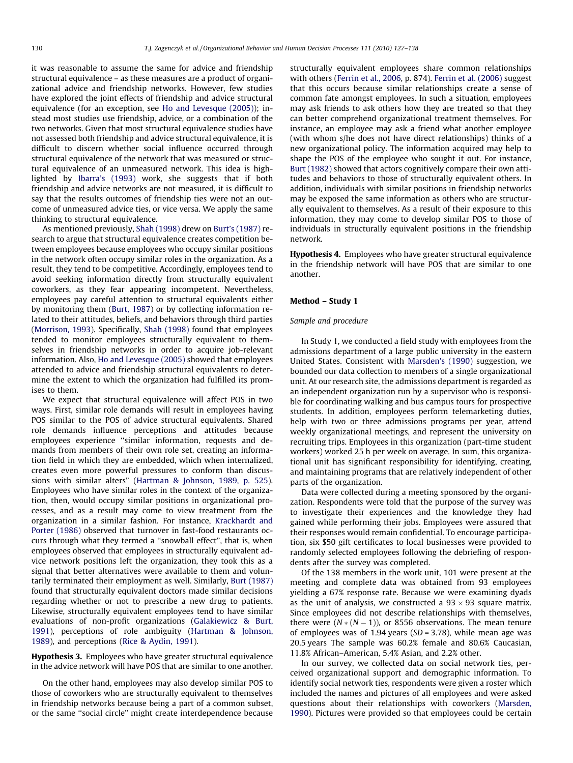it was reasonable to assume the same for advice and friendship structural equivalence – as these measures are a product of organizational advice and friendship networks. However, few studies have explored the joint effects of friendship and advice structural equivalence (for an exception, see Ho and Levesque (2005)); instead most studies use friendship, advice, or a combination of the two networks. Given that most structural equivalence studies have not assessed both friendship and advice structural equivalence, it is difficult to discern whether social influence occurred through structural equivalence of the network that was measured or structural equivalence of an unmeasured network. This idea is highlighted by Ibarra's (1993) work, she suggests that if both friendship and advice networks are not measured, it is difficult to say that the results outcomes of friendship ties were not an outcome of unmeasured advice ties, or vice versa. We apply the same thinking to structural equivalence.

As mentioned previously, Shah (1998) drew on Burt's (1987) research to argue that structural equivalence creates competition between employees because employees who occupy similar positions in the network often occupy similar roles in the organization. As a result, they tend to be competitive. Accordingly, employees tend to avoid seeking information directly from structurally equivalent coworkers, as they fear appearing incompetent. Nevertheless, employees pay careful attention to structural equivalents either by monitoring them (Burt, 1987) or by collecting information related to their attitudes, beliefs, and behaviors through third parties (Morrison, 1993). Specifically, Shah (1998) found that employees tended to monitor employees structurally equivalent to themselves in friendship networks in order to acquire job-relevant information. Also, Ho and Levesque (2005) showed that employees attended to advice and friendship structural equivalents to determine the extent to which the organization had fulfilled its promises to them.

We expect that structural equivalence will affect POS in two ways. First, similar role demands will result in employees having POS similar to the POS of advice structural equivalents. Shared role demands influence perceptions and attitudes because employees experience "similar information, requests and demands from members of their own role set, creating an information field in which they are embedded, which when internalized, creates even more powerful pressures to conform than discussions with similar alters" (Hartman & Johnson, 1989, p. 525). Employees who have similar roles in the context of the organization, then, would occupy similar positions in organizational processes, and as a result may come to view treatment from the organization in a similar fashion. For instance, Krackhardt and Porter (1986) observed that turnover in fast-food restaurants occurs through what they termed a "snowball effect", that is, when employees observed that employees in structurally equivalent advice network positions left the organization, they took this as a signal that better alternatives were available to them and voluntarily terminated their employment as well. Similarly, Burt (1987) found that structurally equivalent doctors made similar decisions regarding whether or not to prescribe a new drug to patients. Likewise, structurally equivalent employees tend to have similar evaluations of non-profit organizations (Galakiewicz & Burt, 1991), perceptions of role ambiguity (Hartman & Johnson, 1989), and perceptions (Rice & Aydin, 1991).

**Hypothesis 3.** Employees who have greater structural equivalence in the advice network will have POS that are similar to one another.

On the other hand, employees may also develop similar POS to those of coworkers who are structurally equivalent to themselves in friendship networks because being a part of a common subset, or the same "social circle" might create interdependence because structurally equivalent employees share common relationships with others (Ferrin et al., 2006, p. 874). Ferrin et al. (2006) suggest that this occurs because similar relationships create a sense of common fate amongst employees. In such a situation, employees may ask friends to ask others how they are treated so that they can better comprehend organizational treatment themselves. For instance, an employee may ask a friend what another employee (with whom s/he does not have direct relationships) thinks of a new organizational policy. The information acquired may help to shape the POS of the employee who sought it out. For instance, Burt (1982) showed that actors cognitively compare their own attitudes and behaviors to those of structurally equivalent others. In addition, individuals with similar positions in friendship networks may be exposed the same information as others who are structurally equivalent to themselves. As a result of their exposure to this information, they may come to develop similar POS to those of individuals in structurally equivalent positions in the friendship network.

**Hypothesis 4.** Employees who have greater structural equivalence in the friendship network will have POS that are similar to one another.

## Method – Study 1

### *Sample and procedure*

In Study 1, we conducted a field study with employees from the admissions department of a large public university in the eastern United States. Consistent with Marsden's (1990) suggestion, we bounded our data collection to members of a single organizational unit. At our research site, the admissions department is regarded as an independent organization run by a supervisor who is responsible for coordinating walking and bus campus tours for prospective students. In addition, employees perform telemarketing duties, help with two or three admissions programs per year, attend weekly organizational meetings, and represent the university on recruiting trips. Employees in this organization (part-time student workers) worked 25 h per week on average. In sum, this organizational unit has significant responsibility for identifying, creating, and maintaining programs that are relatively independent of other parts of the organization.

Data were collected during a meeting sponsored by the organization. Respondents were told that the purpose of the survey was to investigate their experiences and the knowledge they had gained while performing their jobs. Employees were assured that their responses would remain confidential. To encourage participation, six $50 gift certificates to local businesses were provided to randomly selected employees following the debriefing of respondents after the survey was completed.

Of the 138 members in the work unit, 101 were present at the meeting and complete data was obtained from 93 employees yielding a 67% response rate. Because we were examining dyads as the unit of analysis, we constructed a $93 \times 93$ square matrix. Since employees did not describe relationships with themselves, there were $(N * (N - 1))$, or 8556 observations. The mean tenure of employees was of 1.94 years ($SD = 3.78$), while mean age was 20.5 years The sample was 60.2% female and 80.6% Caucasian, 11.8% African–American, 5.4% Asian, and 2.2% other.

In our survey, we collected data on social network ties, perceived organizational support and demographic information. To identify social network ties, respondents were given a roster which included the names and pictures of all employees and were asked questions about their relationships with coworkers (Marsden, 1990). Pictures were provided so that employees could be certain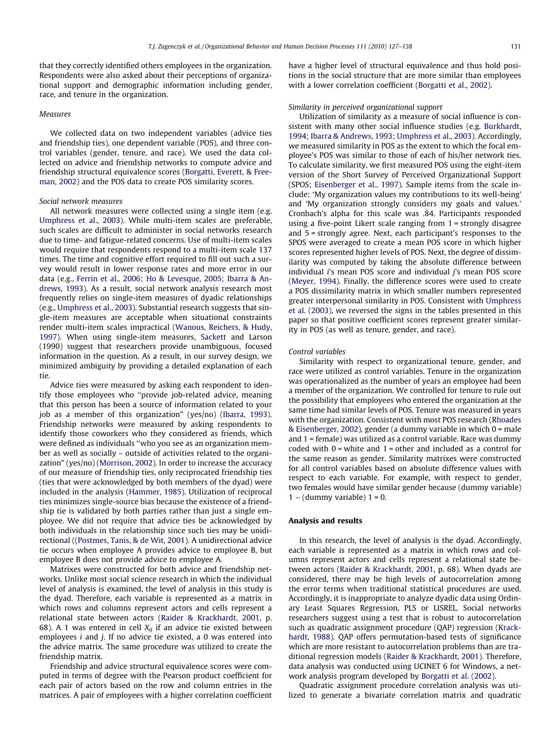that they correctly identified others employees in the organization. Respondents were also asked about their perceptions of organizational support and demographic information including gender, race, and tenure in the organization.

### Measures

We collected data on two independent variables (advice ties and friendship ties), one dependent variable (POS), and three control variables (gender, tenure, and race). We used the data collected on advice and friendship networks to compute advice and friendship structural equivalence scores (Borgatti, Everett, & Freeman, 2002) and the POS data to create POS similarity scores.

#### Social network measures

All network measures were collected using a single item (e.g. Umphress et al., 2003). While multi-item scales are preferable, such scales are difficult to administer in social networks research due to time- and fatigue-related concerns. Use of multi-item scales would require that respondents respond to a multi-item scale 137 times. The time and cognitive effort required to fill out such a survey would result in lower response rates and more error in our data (e.g., Ferrin et al., 2006; Ho & Levesque, 2005; Ibarra & Andrews, 1993). As a result, social network analysis research most frequently relies on single-item measures of dyadic relationships (e.g., Umphress et al., 2003). Substantial research suggests that single-item measures are acceptable when situational constraints render multi-item scales impractical (Wanous, Reichers, & Hudy, 1997). When using single-item measures, Sackett and Larson (1990) suggest that researchers provide unambiguous, focused information in the question. As a result, in our survey design, we minimized ambiguity by providing a detailed explanation of each tie.

Advice ties were measured by asking each respondent to identify those employees who "provide job-related advice, meaning that this person has been a source of information related to your job as a member of this organization" (yes/no) (Ibarra, 1993). Friendship networks were measured by asking respondents to identify those coworkers who they considered as friends, which were defined as individuals "who you see as an organization member as well as socially – outside of activities related to the organization" (yes/no) (Morrison, 2002). In order to increase the accuracy of our measure of friendship ties, only reciprocated friendship ties (ties that were acknowledged by both members of the dyad) were included in the analysis (Hammer, 1985). Utilization of reciprocal ties minimizes single-source bias because the existence of a friendship tie is validated by both parties rather than just a single employee. We did not require that advice ties be acknowledged by both individuals in the relationship since such ties may be unidirectional ((Postmes, Tanis, & de Wit, 2001). A unidirectional advice tie occurs when employee A provides advice to employee B, but employee B does not provide advice to employee A.

Matrixes were constructed for both advice and friendship networks. Unlike most social science research in which the individual level of analysis is examined, the level of analysis in this study is the dyad. Therefore, each variable is represented as a matrix in which rows and columns represent actors and cells represent a relational state between actors (Raider & Krackhardt, 2001, p. 68). A 1 was entered in cell $X_{ij}$ if an advice tie existed between employees $i$ and $j$. If no advice tie existed, a 0 was entered into the advice matrix. The same procedure was utilized to create the friendship matrix.

Friendship and advice structural equivalence scores were computed in terms of degree with the Pearson product coefficient for each pair of actors based on the row and column entries in the matrices. A pair of employees with a higher correlation coefficient have a higher level of structural equivalence and thus hold positions in the social structure that are more similar than employees with a lower correlation coefficient (Borgatti et al., 2002).

#### Similarity in perceived organizational support

Utilization of similarity as a measure of social influence is consistent with many other social influence studies (e.g. Burkhardt, 1994; Ibarra & Andrews, 1993; Umphress et al., 2003). Accordingly, we measured similarity in POS as the extent to which the focal employee's POS was similar to those of each of his/her network ties. To calculate similarity, we first measured POS using the eight-item version of the Short Survey of Perceived Organizational Support (SPOS; Eisenberger et al., 1997). Sample items from the scale include: 'My organization values my contributions to its well-being' and 'My organization strongly considers my goals and values.' Cronbach's alpha for this scale was .84. Participants responded using a five-point Likert scale ranging from 1 = strongly disagree and 5 = strongly agree. Next, each participant's responses to the SPOS were averaged to create a mean POS score in which higher scores represented higher levels of POS. Next, the degree of dissimilarity was computed by taking the absolute difference between individual $i$'s mean POS score and individual $j$'s mean POS score (Meyer, 1994). Finally, the difference scores were used to create a POS dissimilarity matrix in which smaller numbers represented greater interpersonal similarity in POS. Consistent with Umphress et al. (2003), we reversed the signs in the tables presented in this paper so that positive coefficient scores represent greater similarity in POS (as well as tenure, gender, and race).

#### Control variables

Similarity with respect to organizational tenure, gender, and race were utilized as control variables. Tenure in the organization was operationalized as the number of years an employee had been a member of the organization. We controlled for tenure to rule out the possibility that employees who entered the organization at the same time had similar levels of POS. Tenure was measured in years with the organization. Consistent with most POS research (Rhoades & Eisenberger, 2002), gender (a dummy variable in which 0 = male and 1 = female) was utilized as a control variable. Race was dummy coded with 0 = white and 1 = other and included as a control for the same reason as gender. Similarity matrixes were constructed for all control variables based on absolute difference values with respect to each variable. For example, with respect to gender, two females would have similar gender because (dummy variable) 1 – (dummy variable) 1 = 0.

## Analysis and results

In this research, the level of analysis is the dyad. Accordingly, each variable is represented as a matrix in which rows and columns represent actors and cells represent a relational state between actors (Raider & Krackhardt, 2001, p. 68). When dyads are considered, there may be high levels of autocorrelation among the error terms when traditional statistical procedures are used. Accordingly, it is inappropriate to analyze dyadic data using Ordinary Least Squares Regression, PLS or LISREL. Social networks researchers suggest using a test that is robust to autocorrelation such as quadratic assignment procedure (QAP) regression (Krackhardt, 1988). QAP offers permutation-based tests of significance which are more resistant to autocorrelation problems than are traditional regression models (Raider & Krackhardt, 2001). Therefore, data analysis was conducted using UCINET 6 for Windows, a network analysis program developed by Borgatti et al. (2002).

Quadratic assignment procedure correlation analysis was utilized to generate a bivariate correlation matrix and quadratic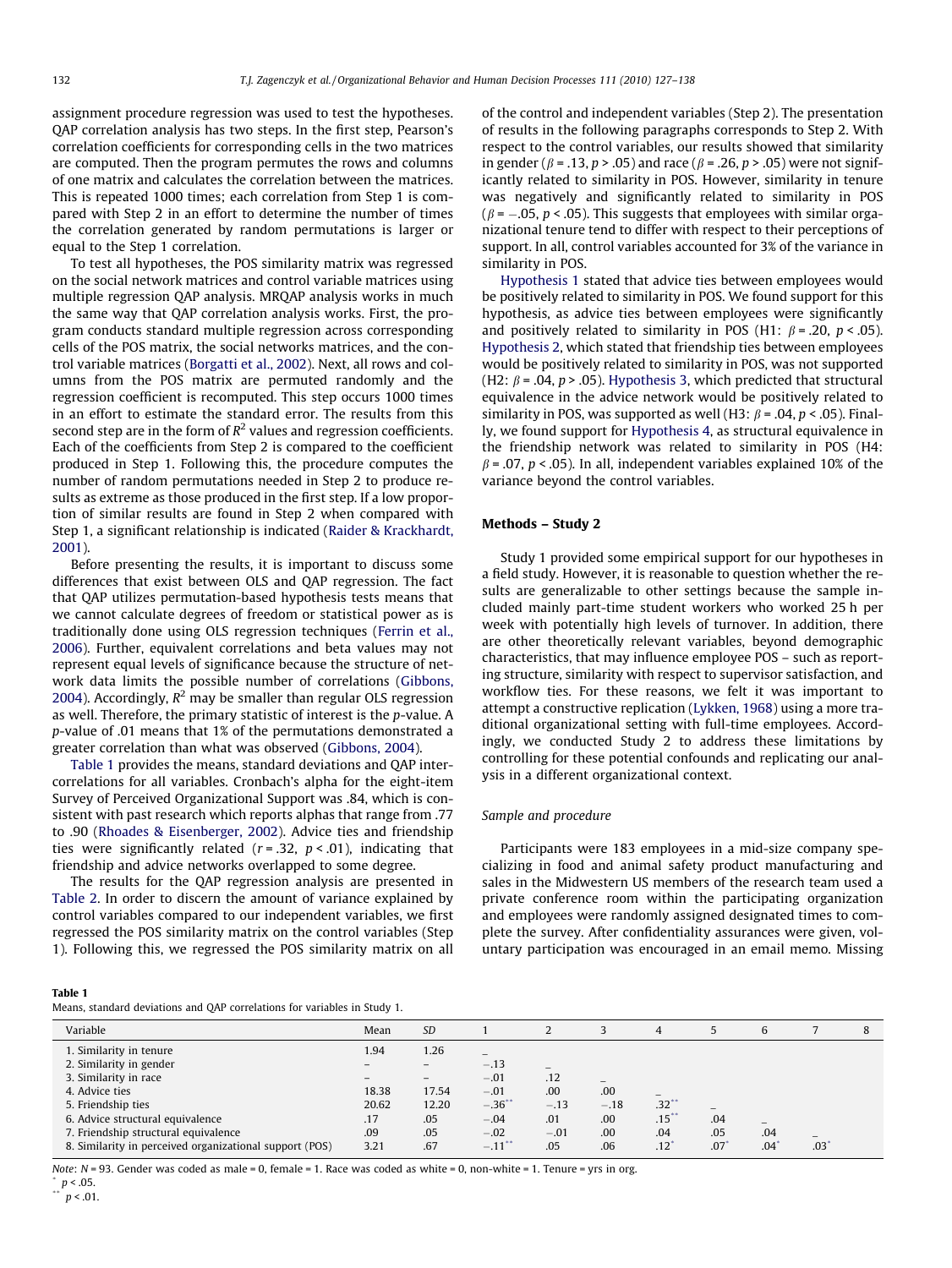assignment procedure regression was used to test the hypotheses. QAP correlation analysis has two steps. In the first step, Pearson's correlation coefficients for corresponding cells in the two matrices are computed. Then the program permutes the rows and columns of one matrix and calculates the correlation between the matrices. This is repeated 1000 times; each correlation from Step 1 is compared with Step 2 in an effort to determine the number of times the correlation generated by random permutations is larger or equal to the Step 1 correlation.

To test all hypotheses, the POS similarity matrix was regressed on the social network matrices and control variable matrices using multiple regression QAP analysis. MRQAP analysis works in much the same way that QAP correlation analysis works. First, the program conducts standard multiple regression across corresponding cells of the POS matrix, the social networks matrices, and the control variable matrices (Borgatti et al., 2002). Next, all rows and columns from the POS matrix are permuted randomly and the regression coefficient is recomputed. This step occurs 1000 times in an effort to estimate the standard error. The results from this second step are in the form of $R^2$ values and regression coefficients. Each of the coefficients from Step 2 is compared to the coefficient produced in Step 1. Following this, the procedure computes the number of random permutations needed in Step 2 to produce results as extreme as those produced in the first step. If a low proportion of similar results are found in Step 2 when compared with Step 1, a significant relationship is indicated (Raider & Krackhardt, 2001).

Before presenting the results, it is important to discuss some differences that exist between OLS and QAP regression. The fact that QAP utilizes permutation-based hypothesis tests means that we cannot calculate degrees of freedom or statistical power as is traditionally done using OLS regression techniques (Ferrin et al., 2006). Further, equivalent correlations and beta values may not represent equal levels of significance because the structure of network data limits the possible number of correlations (Gibbons, 2004). Accordingly, $R^2$ may be smaller than regular OLS regression as well. Therefore, the primary statistic of interest is the *p*-value. A *p*-value of .01 means that 1% of the permutations demonstrated a greater correlation than what was observed (Gibbons, 2004).

Table 1 provides the means, standard deviations and QAP intercorrelations for all variables. Cronbach's alpha for the eight-item Survey of Perceived Organizational Support was .84, which is consistent with past research which reports alphas that range from .77 to .90 (Rhoades & Eisenberger, 2002). Advice ties and friendship ties were significantly related ($r = .32$, $p < .01$), indicating that friendship and advice networks overlapped to some degree.

The results for the QAP regression analysis are presented in Table 2. In order to discern the amount of variance explained by control variables compared to our independent variables, we first regressed the POS similarity matrix on the control variables (Step 1). Following this, we regressed the POS similarity matrix on all of the control and independent variables (Step 2). The presentation of results in the following paragraphs corresponds to Step 2. With respect to the control variables, our results showed that similarity in gender ($\beta = .13$, $p > .05$) and race ($\beta = .26$, $p > .05$) were not significantly related to similarity in POS. However, similarity in tenure was negatively and significantly related to similarity in POS ($\beta = -.05$, $p < .05$). This suggests that employees with similar organizational tenure tend to differ with respect to their perceptions of support. In all, control variables accounted for 3% of the variance in similarity in POS.

Hypothesis 1 stated that advice ties between employees would be positively related to similarity in POS. We found support for this hypothesis, as advice ties between employees were significantly and positively related to similarity in POS (H1: $\beta = .20$, $p < .05$). Hypothesis 2, which stated that friendship ties between employees would be positively related to similarity in POS, was not supported (H2: $\beta = .04$, $p > .05$). Hypothesis 3, which predicted that structural equivalence in the advice network would be positively related to similarity in POS, was supported as well (H3: $\beta = .04$, $p < .05$). Finally, we found support for Hypothesis 4, as structural equivalence in the friendship network was related to similarity in POS (H4: $\beta = .07$, $p < .05$). In all, independent variables explained 10% of the variance beyond the control variables.

## Methods – Study 2

Study 1 provided some empirical support for our hypotheses in a field study. However, it is reasonable to question whether the results are generalizable to other settings because the sample included mainly part-time student workers who worked 25 h per week with potentially high levels of turnover. In addition, there are other theoretically relevant variables, beyond demographic characteristics, that may influence employee POS – such as reporting structure, similarity with respect to supervisor satisfaction, and workflow ties. For these reasons, we felt it was important to attempt a constructive replication (Lykken, 1968) using a more traditional organizational setting with full-time employees. Accordingly, we conducted Study 2 to address these limitations by controlling for these potential confounds and replicating our analysis in a different organizational context.

### Sample and procedure

Participants were 183 employees in a mid-size company specializing in food and animal safety product manufacturing and sales in the Midwestern US members of the research team used a private conference room within the participating organization and employees were randomly assigned designated times to complete the survey. After confidentiality assurances were given, voluntary participation was encouraged in an email memo. Missing

**Table 1**
Means, standard deviations and QAP correlations for variables in Study 1.

| Variable | Mean | SD | 1 | 2 | 3 | 4 | 5 | 6 | 7 | 8 |
|---|---|---|---|---|---|---|---|---|---|---|
| 1. Similarity in tenure | 1.94 | 1.26 | – | | | | | | | |
| 2. Similarity in gender | – | – | −.13 | – | | | | | | |
| 3. Similarity in race | – | – | −.01 | .12 | – | | | | | |
| 4. Advice ties | 18.38 | 17.54 | −.01 | .00 | .00 | – | | | | |
| 5. Friendship ties | 20.62 | 12.20 | −.36** | −.13 | −.18 | .32** | – | | | |
| 6. Advice structural equivalence | .17 | .05 | −.04 | .01 | .00 | .15** | .04 | – | | |
| 7. Friendship structural equivalence | .09 | .05 | −.02 | −.01 | .00 | .04 | .05 | .04 | – | |
| 8. Similarity in perceived organizational support (POS) | 3.21 | .67 | −.11** | .05 | .06 | .12* | .07* | .04* | .03* | |

*Note*: $N = 93$. Gender was coded as male = 0, female = 1. Race was coded as white = 0, non-white = 1. Tenure = yrs in org.

* $p < .05$.

** $p < .01$.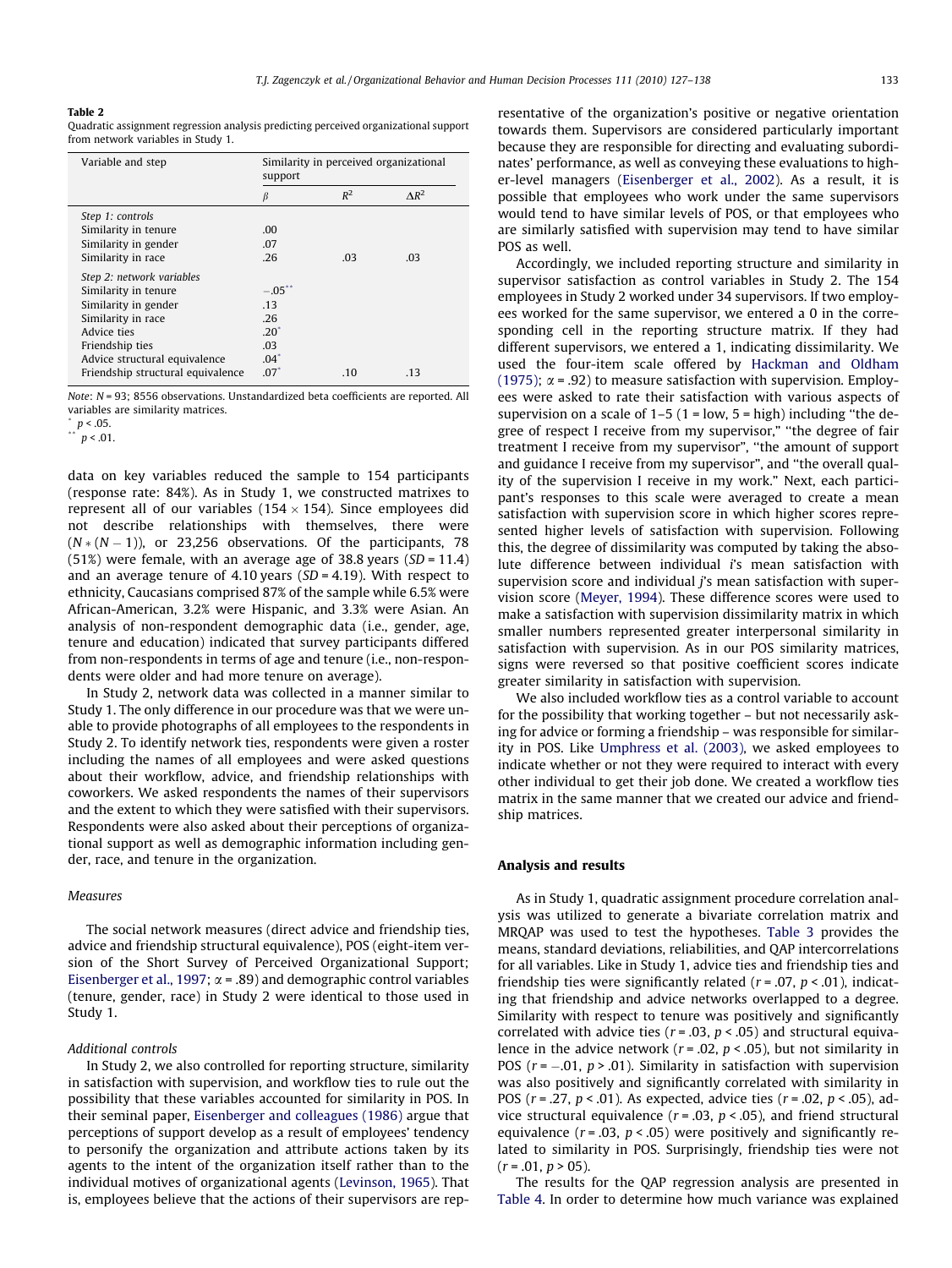**Table 2**
Quadratic assignment regression analysis predicting perceived organizational support from network variables in Study 1.

| Variable and step | Similarity in perceived organizational support | | |
|---|---|---|---|
| | $\beta$ | $R^2$ | $\Delta R^2$ |
| *Step 1: controls* | | | |
| Similarity in tenure | .00 | | |
| Similarity in gender | .07 | | |
| Similarity in race | .26 | .03 | .03 |
| *Step 2: network variables* | | | |
| Similarity in tenure | $-.05^{**}$ | | |
| Similarity in gender | .13 | | |
| Similarity in race | .26 | | |
| Advice ties | $.20^{*}$ | | |
| Friendship ties | .03 | | |
| Advice structural equivalence | $.04^{*}$ | | |
| Friendship structural equivalence | $.07^{*}$ | .10 | .13 |

*Note*: $N = 93$; 8556 observations. Unstandardized beta coefficients are reported. All variables are similarity matrices.
$^{*}$ $p < .05$.
$^{**}$ $p < .01$.

data on key variables reduced the sample to 154 participants (response rate: 84%). As in Study 1, we constructed matrixes to represent all of our variables ($154 \times 154$). Since employees did not describe relationships with themselves, there were ($N * (N - 1)$), or 23,256 observations. Of the participants, 78 (51%) were female, with an average age of 38.8 years ($SD = 11.4$) and an average tenure of 4.10 years ($SD = 4.19$). With respect to ethnicity, Caucasians comprised 87% of the sample while 6.5% were African-American, 3.2% were Hispanic, and 3.3% were Asian. An analysis of non-respondent demographic data (i.e., gender, age, tenure and education) indicated that survey participants differed from non-respondents in terms of age and tenure (i.e., non-respondents were older and had more tenure on average).

In Study 2, network data was collected in a manner similar to Study 1. The only difference in our procedure was that we were unable to provide photographs of all employees to the respondents in Study 2. To identify network ties, respondents were given a roster including the names of all employees and were asked questions about their workflow, advice, and friendship relationships with coworkers. We asked respondents the names of their supervisors and the extent to which they were satisfied with their supervisors. Respondents were also asked about their perceptions of organizational support as well as demographic information including gender, race, and tenure in the organization.

### *Measures*

The social network measures (direct advice and friendship ties, advice and friendship structural equivalence), POS (eight-item version of the Short Survey of Perceived Organizational Support; Eisenberger et al., 1997; $\alpha = .89$) and demographic control variables (tenure, gender, race) in Study 2 were identical to those used in Study 1.

### *Additional controls*

In Study 2, we also controlled for reporting structure, similarity in satisfaction with supervision, and workflow ties to rule out the possibility that these variables accounted for similarity in POS. In their seminal paper, Eisenberger and colleagues (1986) argue that perceptions of support develop as a result of employees' tendency to personify the organization and attribute actions taken by its agents to the intent of the organization itself rather than to the individual motives of organizational agents (Levinson, 1965). That is, employees believe that the actions of their supervisors are representative of the organization's positive or negative orientation towards them. Supervisors are considered particularly important because they are responsible for directing and evaluating subordinates' performance, as well as conveying these evaluations to higher-level managers (Eisenberger et al., 2002). As a result, it is possible that employees who work under the same supervisors would tend to have similar levels of POS, or that employees who are similarly satisfied with supervision may tend to have similar POS as well.

Accordingly, we included reporting structure and similarity in supervisor satisfaction as control variables in Study 2. The 154 employees in Study 2 worked under 34 supervisors. If two employees worked for the same supervisor, we entered a 0 in the corresponding cell in the reporting structure matrix. If they had different supervisors, we entered a 1, indicating dissimilarity. We used the four-item scale offered by Hackman and Oldham (1975); $\alpha = .92$) to measure satisfaction with supervision. Employees were asked to rate their satisfaction with various aspects of supervision on a scale of 1–5 (1 = low, 5 = high) including "the degree of respect I receive from my supervisor," "the degree of fair treatment I receive from my supervisor", "the amount of support and guidance I receive from my supervisor", and "the overall quality of the supervision I receive in my work." Next, each participant's responses to this scale were averaged to create a mean satisfaction with supervision score in which higher scores represented higher levels of satisfaction with supervision. Following this, the degree of dissimilarity was computed by taking the absolute difference between individual *i*'s mean satisfaction with supervision score and individual *j*'s mean satisfaction with supervision score (Meyer, 1994). These difference scores were used to make a satisfaction with supervision dissimilarity matrix in which smaller numbers represented greater interpersonal similarity in satisfaction with supervision. As in our POS similarity matrices, signs were reversed so that positive coefficient scores indicate greater similarity in satisfaction with supervision.

We also included workflow ties as a control variable to account for the possibility that working together – but not necessarily asking for advice or forming a friendship – was responsible for similarity in POS. Like Umphress et al. (2003), we asked employees to indicate whether or not they were required to interact with every other individual to get their job done. We created a workflow ties matrix in the same manner that we created our advice and friendship matrices.

## Analysis and results

As in Study 1, quadratic assignment procedure correlation analysis was utilized to generate a bivariate correlation matrix and MRQAP was used to test the hypotheses. Table 3 provides the means, standard deviations, reliabilities, and QAP intercorrelations for all variables. Like in Study 1, advice ties and friendship ties and friendship ties were significantly related ($r = .07$, $p < .01$), indicating that friendship and advice networks overlapped to a degree. Similarity with respect to tenure was positively and significantly correlated with advice ties ($r = .03$, $p < .05$) and structural equivalence in the advice network ($r = .02$, $p < .05$), but not similarity in POS ($r = -.01$, $p > .01$). Similarity in satisfaction with supervision was also positively and significantly correlated with similarity in POS ($r = .27$, $p < .01$). As expected, advice ties ($r = .02$, $p < .05$), advice structural equivalence ($r = .03$, $p < .05$), and friend structural equivalence ($r = .03$, $p < .05$) were positively and significantly related to similarity in POS. Surprisingly, friendship ties were not ($r = .01$, $p > 05$).

The results for the QAP regression analysis are presented in Table 4. In order to determine how much variance was explained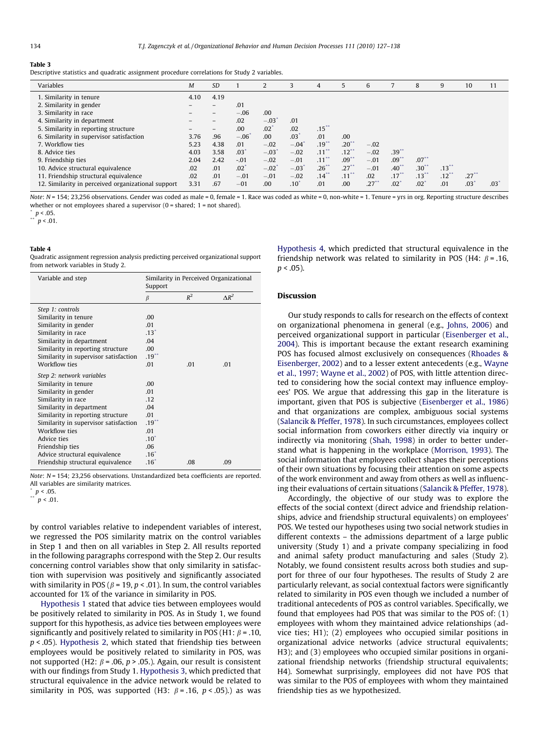**Table 3**
Descriptive statistics and quadratic assignment procedure correlations for Study 2 variables.

| Variables | *M* | *SD* | 1 | 2 | 3 | 4 | 5 | 6 | 7 | 8 | 9 | 10 | 11 |
|---|---|---|---|---|---|---|---|---|---|---|---|---|---|
| 1. Similarity in tenure | 4.10 | 4.19 | | | | | | | | | | | |
| 2. Similarity in gender | – | – | .01 | | | | | | | | | | |
| 3. Similarity in race | – | – | −.06 | .00 | | | | | | | | | |
| 4. Similarity in department | – | – | .02 | −.03* | .01 | | | | | | | | |
| 5. Similarity in reporting structure | – | – | .00 | .02* | .02 | .15** | | | | | | | |
| 6. Similarity in supervisor satisfaction | 3.76 | .96 | −.06* | .00 | .03* | .01 | .00 | | | | | | |
| 7. Workflow ties | 5.23 | 4.38 | .01 | −.02 | −.04* | .19** | .20** | −.02 | | | | | |
| 8. Advice ties | 4.03 | 3.58 | .03* | −.03* | −.02 | .11** | .12** | −.02 | .39** | | | | |
| 9. Friendship ties | 2.04 | 2.42 | -.01 | −.02 | −.01 | .11** | .09** | −.01 | .09** | .07** | | | |
| 10. Advice structural equivalence | .02 | .01 | .02* | −.02* | −.03* | .26** | .27** | −.01 | .40** | .30** | .13** | | |
| 11. Friendship structural equivalence | .02 | .01 | −.01 | −.01 | −.02 | .14** | .11** | .02 | .17** | .13** | .12** | .27** | |
| 12. Similarity in perceived organizational support | 3.31 | .67 | −01 | .00 | .10* | .01 | .00 | .27** | .02* | .02* | .01 | .03* | .03* |

*Note*: *N* = 154; 23,256 observations. Gender was coded as male = 0, female = 1. Race was coded as white = 0, non-white = 1. Tenure = yrs in org. Reporting structure describes whether or not employees shared a supervisor (0 = shared; 1 = not shared).
\* $p < .05$.
\*\* $p < .01$.

**Table 4**
Quadratic assignment regression analysis predicting perceived organizational support from network variables in Study 2.

| Variable and step | Similarity in Perceived Organizational Support | | |
|---|---|---|---|
| | $\beta$ | $R^2$ | $\Delta R^2$ |
| *Step 1: controls* | | | |
| Similarity in tenure | .00 | | |
| Similarity in gender | .01 | | |
| Similarity in race | .13* | | |
| Similarity in department | .04 | | |
| Similarity in reporting structure | .00 | | |
| Similarity in supervisor satisfaction | .19** | | |
| Workflow ties | .01 | .01 | .01 |
| *Step 2: network variables* | | | |
| Similarity in tenure | .00 | | |
| Similarity in gender | .01 | | |
| Similarity in race | .12 | | |
| Similarity in department | .04 | | |
| Similarity in reporting structure | .01 | | |
| Similarity in supervisor satisfaction | .19** | | |
| Workflow ties | .01 | | |
| Advice ties | .10* | | |
| Friendship ties | .06 | | |
| Advice structural equivalence | .16* | | |
| Friendship structural equivalence | .16* | .08 | .09 |

*Note*: *N* = 154; 23,256 observations. Unstandardized beta coefficients are reported. All variables are similarity matrices.
\* $p < .05$.
\*\* $p < .01$.

by control variables relative to independent variables of interest, we regressed the POS similarity matrix on the control variables in Step 1 and then on all variables in Step 2. All results reported in the following paragraphs correspond with the Step 2. Our results concerning control variables show that only similarity in satisfaction with supervision was positively and significantly associated with similarity in POS ($\beta$ = 19, $p < .01$). In sum, the control variables accounted for 1% of the variance in similarity in POS.

Hypothesis 1 stated that advice ties between employees would be positively related to similarity in POS. As in Study 1, we found support for this hypothesis, as advice ties between employees were significantly and positively related to similarity in POS (H1: $\beta$ = .10, $p < .05$). Hypothesis 2, which stated that friendship ties between employees would be positively related to similarity in POS, was not supported (H2: $\beta$ = .06, $p > .05$.). Again, our result is consistent with our findings from Study 1. Hypothesis 3, which predicted that structural equivalence in the advice network would be related to similarity in POS, was supported (H3: $\beta$ = .16, $p < .05$).) as was Hypothesis 4, which predicted that structural equivalence in the friendship network was related to similarity in POS (H4: $\beta$ = .16, $p < .05$).

## Discussion

Our study responds to calls for research on the effects of context on organizational phenomena in general (e.g., Johns, 2006) and perceived organizational support in particular (Eisenberger et al., 2004). This is important because the extant research examining POS has focused almost exclusively on consequences (Rhoades & Eisenberger, 2002) and to a lesser extent antecedents (e.g., Wayne et al., 1997; Wayne et al., 2002) of POS, with little attention directed to considering how the social context may influence employees' POS. We argue that addressing this gap in the literature is important, given that POS is subjective (Eisenberger et al., 1986) and that organizations are complex, ambiguous social systems (Salancik & Pfeffer, 1978). In such circumstances, employees collect social information from coworkers either directly via inquiry or indirectly via monitoring (Shah, 1998) in order to better understand what is happening in the workplace (Morrison, 1993). The social information that employees collect shapes their perceptions of their own situations by focusing their attention on some aspects of the work environment and away from others as well as influencing their evaluations of certain situations (Salancik & Pfeffer, 1978).

Accordingly, the objective of our study was to explore the effects of the social context (direct advice and friendship relationships, advice and friendship structural equivalents) on employees' POS. We tested our hypotheses using two social network studies in different contexts – the admissions department of a large public university (Study 1) and a private company specializing in food and animal safety product manufacturing and sales (Study 2). Notably, we found consistent results across both studies and support for three of our four hypotheses. The results of Study 2 are particularly relevant, as social contextual factors were significantly related to similarity in POS even though we included a number of traditional antecedents of POS as control variables. Specifically, we found that employees had POS that was similar to the POS of: (1) employees with whom they maintained advice relationships (advice ties; H1); (2) employees who occupied similar positions in organizational advice networks (advice structural equivalents; H3); and (3) employees who occupied similar positions in organizational friendship networks (friendship structural equivalents; H4). Somewhat surprisingly, employees did not have POS that was similar to the POS of employees with whom they maintained friendship ties as we hypothesized.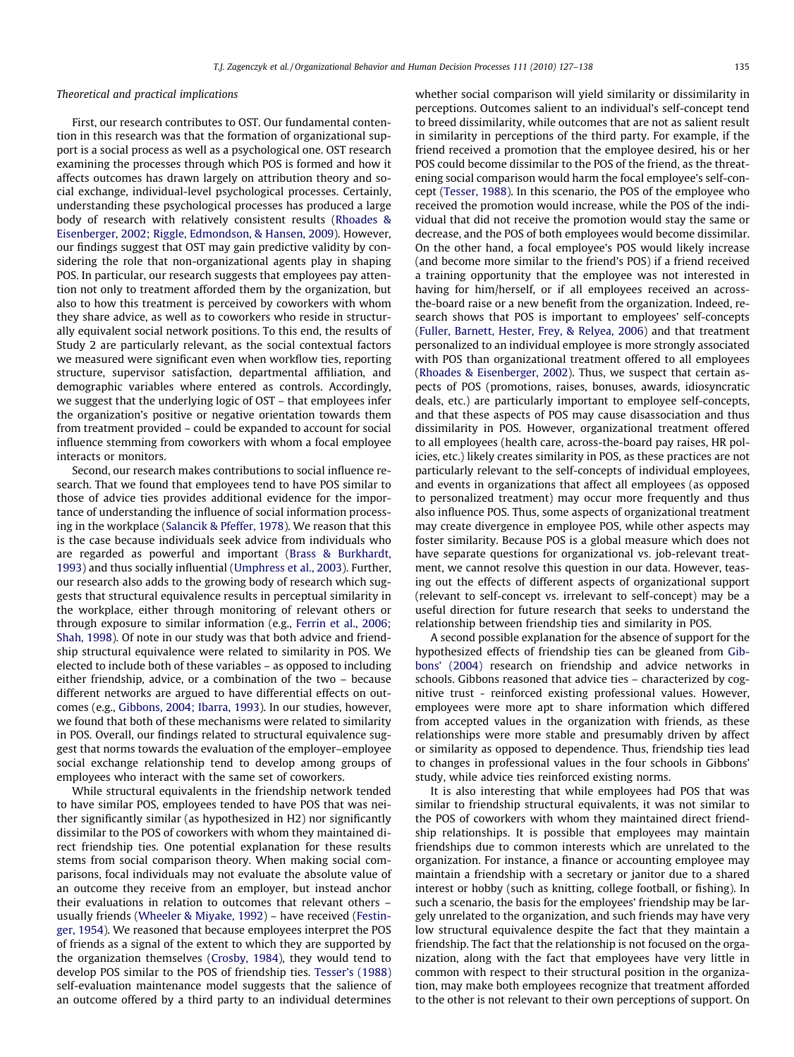### Theoretical and practical implications

First, our research contributes to OST. Our fundamental contention in this research was that the formation of organizational support is a social process as well as a psychological one. OST research examining the processes through which POS is formed and how it affects outcomes has drawn largely on attribution theory and social exchange, individual-level psychological processes. Certainly, understanding these psychological processes has produced a large body of research with relatively consistent results (Rhoades & Eisenberger, 2002; Riggle, Edmondson, & Hansen, 2009). However, our findings suggest that OST may gain predictive validity by considering the role that non-organizational agents play in shaping POS. In particular, our research suggests that employees pay attention not only to treatment afforded them by the organization, but also to how this treatment is perceived by coworkers with whom they share advice, as well as to coworkers who reside in structurally equivalent social network positions. To this end, the results of Study 2 are particularly relevant, as the social contextual factors we measured were significant even when workflow ties, reporting structure, supervisor satisfaction, departmental affiliation, and demographic variables where entered as controls. Accordingly, we suggest that the underlying logic of OST – that employees infer the organization's positive or negative orientation towards them from treatment provided – could be expanded to account for social influence stemming from coworkers with whom a focal employee interacts or monitors.

Second, our research makes contributions to social influence research. That we found that employees tend to have POS similar to those of advice ties provides additional evidence for the importance of understanding the influence of social information processing in the workplace (Salancik & Pfeffer, 1978). We reason that this is the case because individuals seek advice from individuals who are regarded as powerful and important (Brass & Burkhardt, 1993) and thus socially influential (Umphress et al., 2003). Further, our research also adds to the growing body of research which suggests that structural equivalence results in perceptual similarity in the workplace, either through monitoring of relevant others or through exposure to similar information (e.g., Ferrin et al., 2006; Shah, 1998). Of note in our study was that both advice and friendship structural equivalence were related to similarity in POS. We elected to include both of these variables – as opposed to including either friendship, advice, or a combination of the two – because different networks are argued to have differential effects on outcomes (e.g., Gibbons, 2004; Ibarra, 1993). In our studies, however, we found that both of these mechanisms were related to similarity in POS. Overall, our findings related to structural equivalence suggest that norms towards the evaluation of the employer–employee social exchange relationship tend to develop among groups of employees who interact with the same set of coworkers.

While structural equivalents in the friendship network tended to have similar POS, employees tended to have POS that was neither significantly similar (as hypothesized in H2) nor significantly dissimilar to the POS of coworkers with whom they maintained direct friendship ties. One potential explanation for these results stems from social comparison theory. When making social comparisons, focal individuals may not evaluate the absolute value of an outcome they receive from an employer, but instead anchor their evaluations in relation to outcomes that relevant others – usually friends (Wheeler & Miyake, 1992) – have received (Festinger, 1954). We reasoned that because employees interpret the POS of friends as a signal of the extent to which they are supported by the organization themselves (Crosby, 1984), they would tend to develop POS similar to the POS of friendship ties. Tesser's (1988) self-evaluation maintenance model suggests that the salience of an outcome offered by a third party to an individual determines whether social comparison will yield similarity or dissimilarity in perceptions. Outcomes salient to an individual's self-concept tend to breed dissimilarity, while outcomes that are not as salient result in similarity in perceptions of the third party. For example, if the friend received a promotion that the employee desired, his or her POS could become dissimilar to the POS of the friend, as the threatening social comparison would harm the focal employee's self-concept (Tesser, 1988). In this scenario, the POS of the employee who received the promotion would increase, while the POS of the individual that did not receive the promotion would stay the same or decrease, and the POS of both employees would become dissimilar. On the other hand, a focal employee's POS would likely increase (and become more similar to the friend's POS) if a friend received a training opportunity that the employee was not interested in having for him/herself, or if all employees received an across-the-board raise or a new benefit from the organization. Indeed, research shows that POS is important to employees' self-concepts (Fuller, Barnett, Hester, Frey, & Relyea, 2006) and that treatment personalized to an individual employee is more strongly associated with POS than organizational treatment offered to all employees (Rhoades & Eisenberger, 2002). Thus, we suspect that certain aspects of POS (promotions, raises, bonuses, awards, idiosyncratic deals, etc.) are particularly important to employee self-concepts, and that these aspects of POS may cause disassociation and thus dissimilarity in POS. However, organizational treatment offered to all employees (health care, across-the-board pay raises, HR policies, etc.) likely creates similarity in POS, as these practices are not particularly relevant to the self-concepts of individual employees, and events in organizations that affect all employees (as opposed to personalized treatment) may occur more frequently and thus also influence POS. Thus, some aspects of organizational treatment may create divergence in employee POS, while other aspects may foster similarity. Because POS is a global measure which does not have separate questions for organizational vs. job-relevant treatment, we cannot resolve this question in our data. However, teasing out the effects of different aspects of organizational support (relevant to self-concept vs. irrelevant to self-concept) may be a useful direction for future research that seeks to understand the relationship between friendship ties and similarity in POS.

A second possible explanation for the absence of support for the hypothesized effects of friendship ties can be gleaned from Gibbons' (2004) research on friendship and advice networks in schools. Gibbons reasoned that advice ties – characterized by cognitive trust - reinforced existing professional values. However, employees were more apt to share information which differed from accepted values in the organization with friends, as these relationships were more stable and presumably driven by affect or similarity as opposed to dependence. Thus, friendship ties lead to changes in professional values in the four schools in Gibbons' study, while advice ties reinforced existing norms.

It is also interesting that while employees had POS that was similar to friendship structural equivalents, it was not similar to the POS of coworkers with whom they maintained direct friendship relationships. It is possible that employees may maintain friendships due to common interests which are unrelated to the organization. For instance, a finance or accounting employee may maintain a friendship with a secretary or janitor due to a shared interest or hobby (such as knitting, college football, or fishing). In such a scenario, the basis for the employees' friendship may be largely unrelated to the organization, and such friends may have very low structural equivalence despite the fact that they maintain a friendship. The fact that the relationship is not focused on the organization, along with the fact that employees have very little in common with respect to their structural position in the organization, may make both employees recognize that treatment afforded to the other is not relevant to their own perceptions of support. On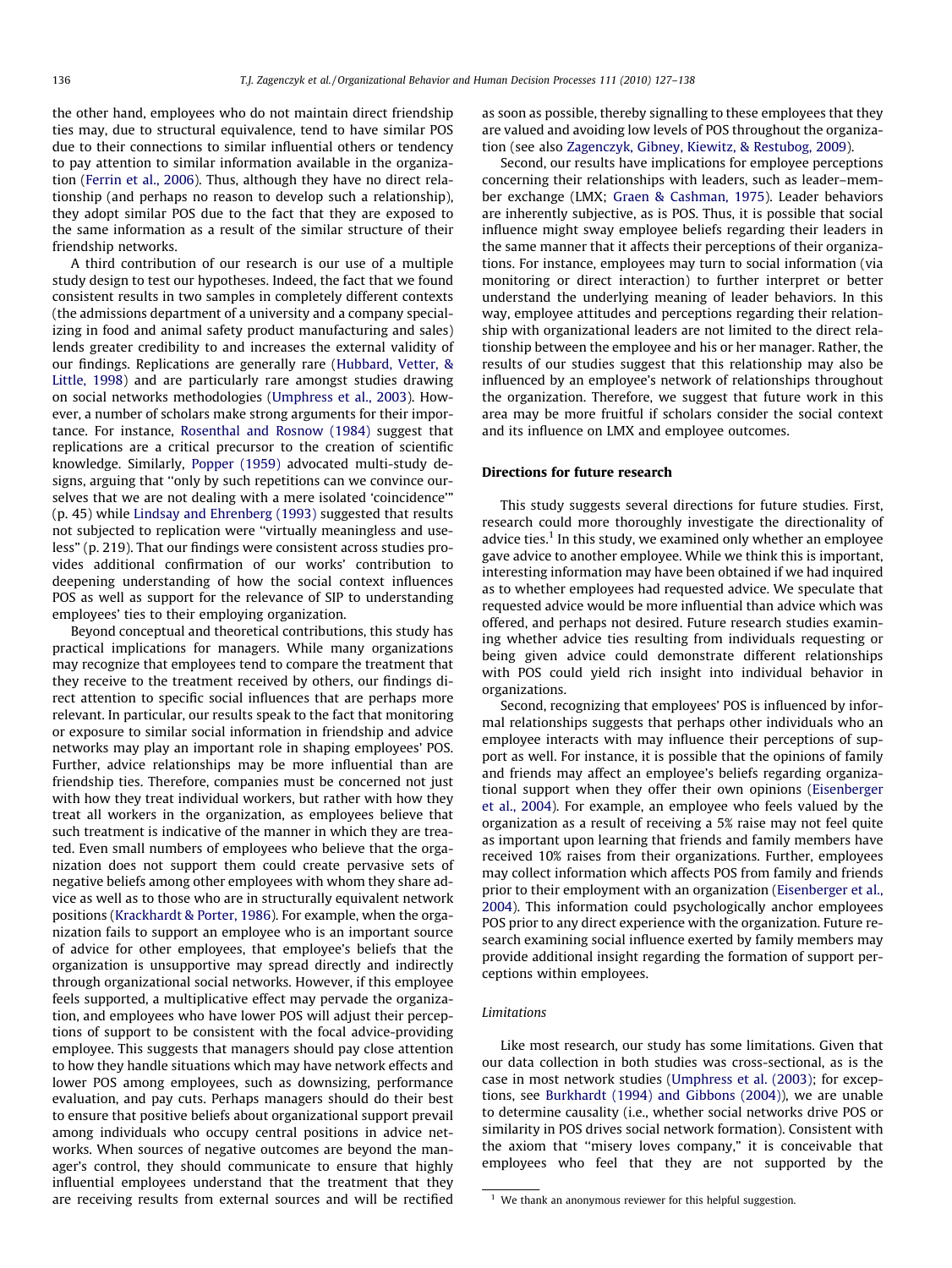the other hand, employees who do not maintain direct friendship ties may, due to structural equivalence, tend to have similar POS due to their connections to similar influential others or tendency to pay attention to similar information available in the organization (Ferrin et al., 2006). Thus, although they have no direct relationship (and perhaps no reason to develop such a relationship), they adopt similar POS due to the fact that they are exposed to the same information as a result of the similar structure of their friendship networks.

A third contribution of our research is our use of a multiple study design to test our hypotheses. Indeed, the fact that we found consistent results in two samples in completely different contexts (the admissions department of a university and a company specializing in food and animal safety product manufacturing and sales) lends greater credibility to and increases the external validity of our findings. Replications are generally rare (Hubbard, Vetter, & Little, 1998) and are particularly rare amongst studies drawing on social networks methodologies (Umphress et al., 2003). However, a number of scholars make strong arguments for their importance. For instance, Rosenthal and Rosnow (1984) suggest that replications are a critical precursor to the creation of scientific knowledge. Similarly, Popper (1959) advocated multi-study designs, arguing that "only by such repetitions can we convince ourselves that we are not dealing with a mere isolated 'coincidence'" (p. 45) while Lindsay and Ehrenberg (1993) suggested that results not subjected to replication were "virtually meaningless and useless" (p. 219). That our findings were consistent across studies provides additional confirmation of our works' contribution to deepening understanding of how the social context influences POS as well as support for the relevance of SIP to understanding employees' ties to their employing organization.

Beyond conceptual and theoretical contributions, this study has practical implications for managers. While many organizations may recognize that employees tend to compare the treatment that they receive to the treatment received by others, our findings direct attention to specific social influences that are perhaps more relevant. In particular, our results speak to the fact that monitoring or exposure to similar social information in friendship and advice networks may play an important role in shaping employees' POS. Further, advice relationships may be more influential than are friendship ties. Therefore, companies must be concerned not just with how they treat individual workers, but rather with how they treat all workers in the organization, as employees believe that such treatment is indicative of the manner in which they are treated. Even small numbers of employees who believe that the organization does not support them could create pervasive sets of negative beliefs among other employees with whom they share advice as well as to those who are in structurally equivalent network positions (Krackhardt & Porter, 1986). For example, when the organization fails to support an employee who is an important source of advice for other employees, that employee's beliefs that the organization is unsupportive may spread directly and indirectly through organizational social networks. However, if this employee feels supported, a multiplicative effect may pervade the organization, and employees who have lower POS will adjust their perceptions of support to be consistent with the focal advice-providing employee. This suggests that managers should pay close attention to how they handle situations which may have network effects and lower POS among employees, such as downsizing, performance evaluation, and pay cuts. Perhaps managers should do their best to ensure that positive beliefs about organizational support prevail among individuals who occupy central positions in advice networks. When sources of negative outcomes are beyond the manager's control, they should communicate to ensure that highly influential employees understand that the treatment that they are receiving results from external sources and will be rectified as soon as possible, thereby signalling to these employees that they are valued and avoiding low levels of POS throughout the organization (see also Zagenczyk, Gibney, Kiewitz, & Restubog, 2009).

Second, our results have implications for employee perceptions concerning their relationships with leaders, such as leader–member exchange (LMX; Graen & Cashman, 1975). Leader behaviors are inherently subjective, as is POS. Thus, it is possible that social influence might sway employee beliefs regarding their leaders in the same manner that it affects their perceptions of their organizations. For instance, employees may turn to social information (via monitoring or direct interaction) to further interpret or better understand the underlying meaning of leader behaviors. In this way, employee attitudes and perceptions regarding their relationship with organizational leaders are not limited to the direct relationship between the employee and his or her manager. Rather, the results of our studies suggest that this relationship may also be influenced by an employee's network of relationships throughout the organization. Therefore, we suggest that future work in this area may be more fruitful if scholars consider the social context and its influence on LMX and employee outcomes.

## Directions for future research

This study suggests several directions for future studies. First, research could more thoroughly investigate the directionality of advice ties.[1] In this study, we examined only whether an employee gave advice to another employee. While we think this is important, interesting information may have been obtained if we had inquired as to whether employees had requested advice. We speculate that requested advice would be more influential than advice which was offered, and perhaps not desired. Future research studies examining whether advice ties resulting from individuals requesting or being given advice could demonstrate different relationships with POS could yield rich insight into individual behavior in organizations.

Second, recognizing that employees' POS is influenced by informal relationships suggests that perhaps other individuals who an employee interacts with may influence their perceptions of support as well. For instance, it is possible that the opinions of family and friends may affect an employee's beliefs regarding organizational support when they offer their own opinions (Eisenberger et al., 2004). For example, an employee who feels valued by the organization as a result of receiving a 5% raise may not feel quite as important upon learning that friends and family members have received 10% raises from their organizations. Further, employees may collect information which affects POS from family and friends prior to their employment with an organization (Eisenberger et al., 2004). This information could psychologically anchor employees POS prior to any direct experience with the organization. Future research examining social influence exerted by family members may provide additional insight regarding the formation of support perceptions within employees.

### Limitations

Like most research, our study has some limitations. Given that our data collection in both studies was cross-sectional, as is the case in most network studies (Umphress et al. (2003); for exceptions, see Burkhardt (1994) and Gibbons (2004)), we are unable to determine causality (i.e., whether social networks drive POS or similarity in POS drives social network formation). Consistent with the axiom that "misery loves company," it is conceivable that employees who feel that they are not supported by the

[1] We thank an anonymous reviewer for this helpful suggestion.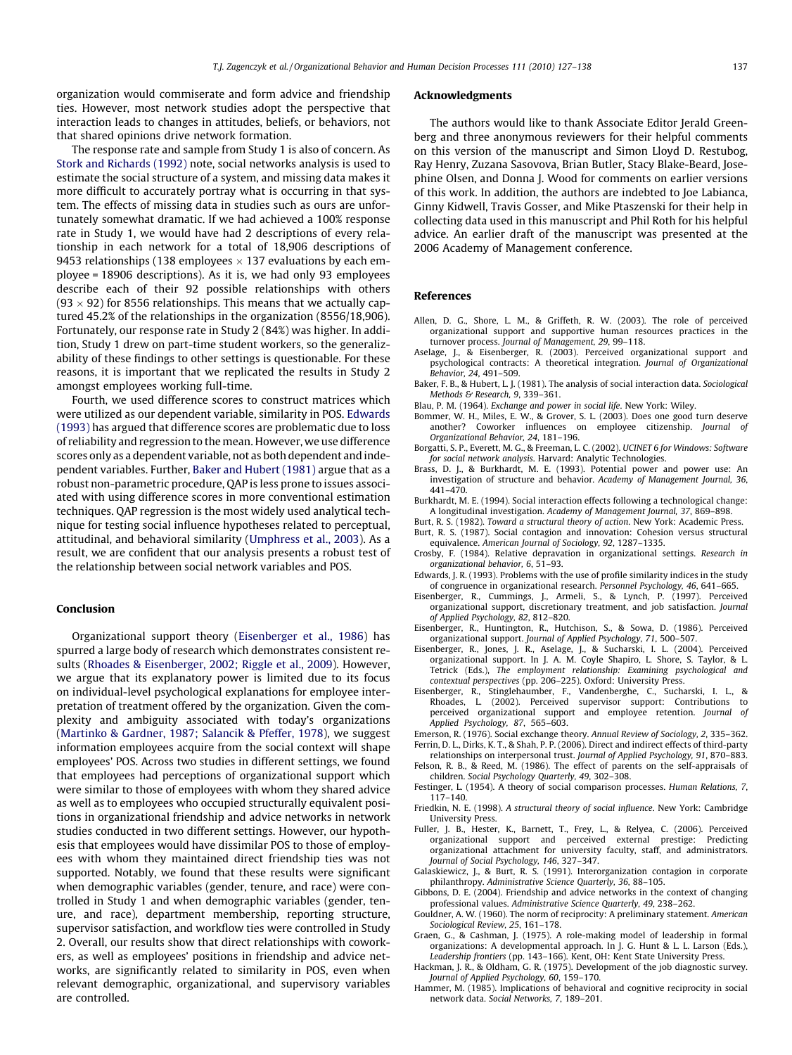organization would commiserate and form advice and friendship ties. However, most network studies adopt the perspective that interaction leads to changes in attitudes, beliefs, or behaviors, not that shared opinions drive network formation.

The response rate and sample from Study 1 is also of concern. As Stork and Richards (1992) note, social networks analysis is used to estimate the social structure of a system, and missing data makes it more difficult to accurately portray what is occurring in that system. The effects of missing data in studies such as ours are unfortunately somewhat dramatic. If we had achieved a 100% response rate in Study 1, we would have had 2 descriptions of every relationship in each network for a total of 18,906 descriptions of 9453 relationships (138 employees $\times$ 137 evaluations by each employee = 18906 descriptions). As it is, we had only 93 employees describe each of their 92 possible relationships with others ($93 \times 92$) for 8556 relationships. This means that we actually captured 45.2% of the relationships in the organization (8556/18,906). Fortunately, our response rate in Study 2 (84%) was higher. In addition, Study 1 drew on part-time student workers, so the generalizability of these findings to other settings is questionable. For these reasons, it is important that we replicated the results in Study 2 amongst employees working full-time.

Fourth, we used difference scores to construct matrices which were utilized as our dependent variable, similarity in POS. Edwards (1993) has argued that difference scores are problematic due to loss of reliability and regression to the mean. However, we use difference scores only as a dependent variable, not as both dependent and independent variables. Further, Baker and Hubert (1981) argue that as a robust non-parametric procedure, QAP is less prone to issues associated with using difference scores in more conventional estimation techniques. QAP regression is the most widely used analytical technique for testing social influence hypotheses related to perceptual, attitudinal, and behavioral similarity (Umphress et al., 2003). As a result, we are confident that our analysis presents a robust test of the relationship between social network variables and POS.

## Conclusion

Organizational support theory (Eisenberger et al., 1986) has spurred a large body of research which demonstrates consistent results (Rhoades & Eisenberger, 2002; Riggle et al., 2009). However, we argue that its explanatory power is limited due to its focus on individual-level psychological explanations for employee interpretation of treatment offered by the organization. Given the complexity and ambiguity associated with today's organizations (Martinko & Gardner, 1987; Salancik & Pfeffer, 1978), we suggest information employees acquire from the social context will shape employees' POS. Across two studies in different settings, we found that employees had perceptions of organizational support which were similar to those of employees with whom they shared advice as well as to employees who occupied structurally equivalent positions in organizational friendship and advice networks in network studies conducted in two different settings. However, our hypothesis that employees would have dissimilar POS to those of employees with whom they maintained direct friendship ties was not supported. Notably, we found that these results were significant when demographic variables (gender, tenure, and race) were controlled in Study 1 and when demographic variables (gender, tenure, and race), department membership, reporting structure, supervisor satisfaction, and workflow ties were controlled in Study 2. Overall, our results show that direct relationships with coworkers, as well as employees' positions in friendship and advice networks, are significantly related to similarity in POS, even when relevant demographic, organizational, and supervisory variables are controlled.

## Acknowledgments

The authors would like to thank Associate Editor Jerald Greenberg and three anonymous reviewers for their helpful comments on this version of the manuscript and Simon Lloyd D. Restubog, Ray Henry, Zuzana Sasovova, Brian Butler, Stacy Blake-Beard, Josephine Olsen, and Donna J. Wood for comments on earlier versions of this work. In addition, the authors are indebted to Joe Labianca, Ginny Kidwell, Travis Gosser, and Mike Ptaszenski for their help in collecting data used in this manuscript and Phil Roth for his helpful advice. An earlier draft of the manuscript was presented at the 2006 Academy of Management conference.

## References

Allen, D. G., Shore, L. M., & Griffeth, R. W. (2003). The role of perceived organizational support and supportive human resources practices in the turnover process. *Journal of Management, 29*, 99–118.

Aselage, J., & Eisenberger, R. (2003). Perceived organizational support and psychological contracts: A theoretical integration. *Journal of Organizational Behavior, 24*, 491–509.

Baker, F. B., & Hubert, L. J. (1981). The analysis of social interaction data. *Sociological Methods & Research, 9*, 339–361.

Blau, P. M. (1964). *Exchange and power in social life*. New York: Wiley.

Bommer, W. H., Miles, E. W., & Grover, S. L. (2003). Does one good turn deserve another? Coworker influences on employee citizenship. *Journal of Organizational Behavior, 24*, 181–196.

Borgatti, S. P., Everett, M. G., & Freeman, L. C. (2002). *UCINET 6 for Windows: Software for social network analysis*. Harvard: Analytic Technologies.

Brass, D. J., & Burkhardt, M. E. (1993). Potential power and power use: An investigation of structure and behavior. *Academy of Management Journal, 36*, 441–470.

Burkhardt, M. E. (1994). Social interaction effects following a technological change: A longitudinal investigation. *Academy of Management Journal, 37*, 869–898.

Burt, R. S. (1982). *Toward a structural theory of action*. New York: Academic Press.

Burt, R. S. (1987). Social contagion and innovation: Cohesion versus structural equivalence. *American Journal of Sociology, 92*, 1287–1335.

Crosby, F. (1984). Relative depravation in organizational settings. *Research in organizational behavior, 6*, 51–93.

Edwards, J. R. (1993). Problems with the use of profile similarity indices in the study of congruence in organizational research. *Personnel Psychology, 46*, 641–665.

Eisenberger, R., Cummings, J., Armeli, S., & Lynch, P. (1997). Perceived organizational support, discretionary treatment, and job satisfaction. *Journal of Applied Psychology, 82*, 812–820.

Eisenberger, R., Huntington, R., Hutchison, S., & Sowa, D. (1986). Perceived organizational support. *Journal of Applied Psychology, 71*, 500–507.

Eisenberger, R., Jones, J. R., Aselage, J., & Sucharski, I. L. (2004). Perceived organizational support. In J. A. M. Coyle Shapiro, L. Shore, S. Taylor, & L. Tetrick (Eds.), *The employment relationship: Examining psychological and contextual perspectives* (pp. 206–225). Oxford: University Press.

Eisenberger, R., Stinglehaumber, F., Vandenberghe, C., Sucharski, I. L., & Rhoades, L. (2002). Perceived supervisor support: Contributions to perceived organizational support and employee retention. *Journal of Applied Psychology, 87*, 565–603.

Emerson, R. (1976). Social exchange theory. *Annual Review of Sociology, 2*, 335–362.

Ferrin, D. L., Dirks, K. T., & Shah, P. P. (2006). Direct and indirect effects of third-party relationships on interpersonal trust. *Journal of Applied Psychology, 91*, 870–883.

Felson, R. B., & Reed, M. (1986). The effect of parents on the self-appraisals of children. *Social Psychology Quarterly, 49*, 302–308.

Festinger, L. (1954). A theory of social comparison processes. *Human Relations, 7*, 117–140.

Friedkin, N. E. (1998). *A structural theory of social influence*. New York: Cambridge University Press.

Fuller, J. B., Hester, K., Barnett, T., Frey, L., & Relyea, C. (2006). Perceived organizational support and perceived external prestige: Predicting organizational attachment for university faculty, staff, and administrators. *Journal of Social Psychology, 146*, 327–347.

Galaskiewicz, J., & Burt, R. S. (1991). Interorganization contagion in corporate philanthropy. *Administrative Science Quarterly, 36*, 88–105.

Gibbons, D. E. (2004). Friendship and advice networks in the context of changing professional values. *Administrative Science Quarterly, 49*, 238–262.

Gouldner, A. W. (1960). The norm of reciprocity: A preliminary statement. *American Sociological Review, 25*, 161–178.

Graen, G., & Cashman, J. (1975). A role-making model of leadership in formal organizations: A developmental approach. In J. G. Hunt & L. L. Larson (Eds.), *Leadership frontiers* (pp. 143–166). Kent, OH: Kent State University Press.

Hackman, J. R., & Oldham, G. R. (1975). Development of the job diagnostic survey. *Journal of Applied Psychology, 60*, 159–170.

Hammer, M. (1985). Implications of behavioral and cognitive reciprocity in social network data. *Social Networks, 7*, 189–201.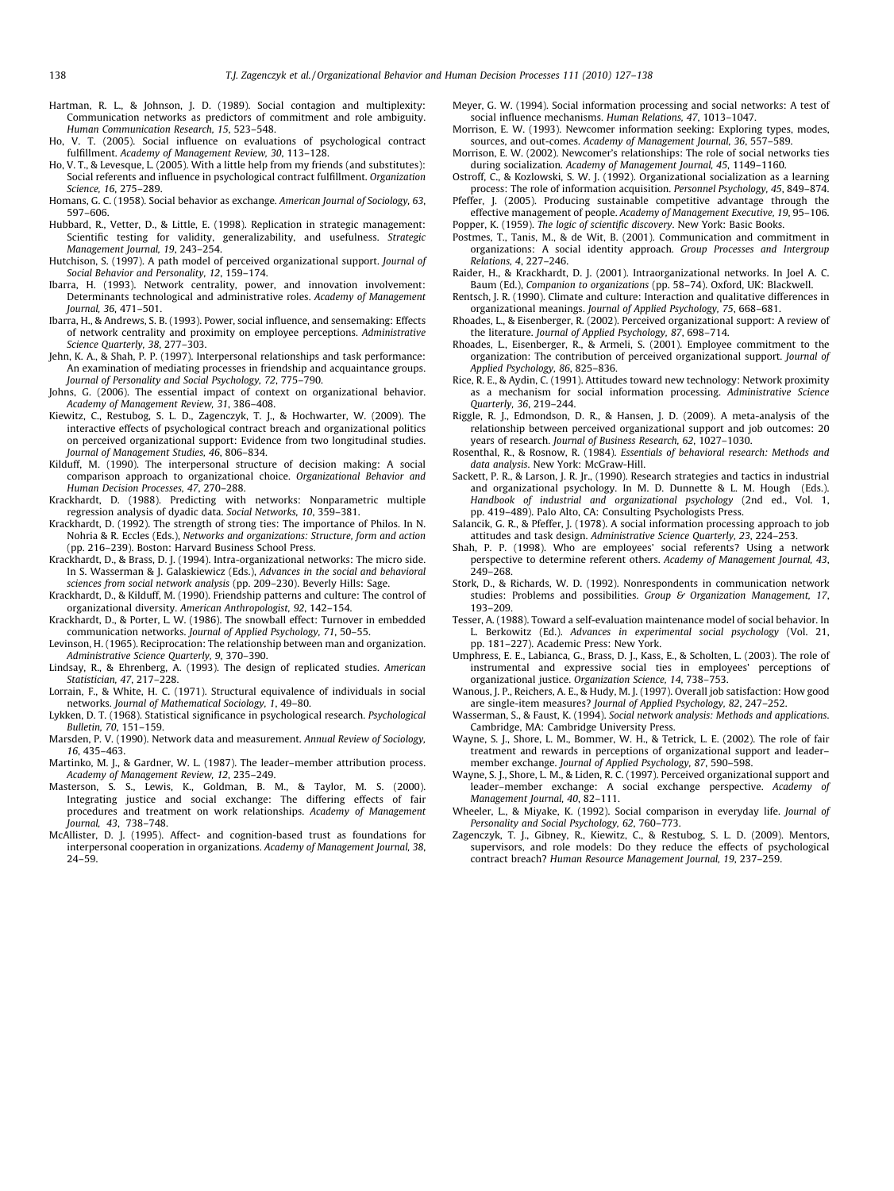Hartman, R. L., & Johnson, J. D. (1989). Social contagion and multiplexity: Communication networks as predictors of commitment and role ambiguity. *Human Communication Research, 15*, 523–548.

Ho, V. T. (2005). Social influence on evaluations of psychological contract fulfillment. *Academy of Management Review, 30*, 113–128.

Ho, V. T., & Levesque, L. (2005). With a little help from my friends (and substitutes): Social referents and influence in psychological contract fulfillment. *Organization Science, 16*, 275–289.

Homans, G. C. (1958). Social behavior as exchange. *American Journal of Sociology, 63*, 597–606.

Hubbard, R., Vetter, D., & Little, E. (1998). Replication in strategic management: Scientific testing for validity, generalizability, and usefulness. *Strategic Management Journal, 19*, 243–254.

Hutchison, S. (1997). A path model of perceived organizational support. *Journal of Social Behavior and Personality, 12*, 159–174.

Ibarra, H. (1993). Network centrality, power, and innovation involvement: Determinants technological and administrative roles. *Academy of Management Journal, 36*, 471–501.

Ibarra, H., & Andrews, S. B. (1993). Power, social influence, and sensemaking: Effects of network centrality and proximity on employee perceptions. *Administrative Science Quarterly, 38*, 277–303.

Jehn, K. A., & Shah, P. P. (1997). Interpersonal relationships and task performance: An examination of mediating processes in friendship and acquaintance groups. *Journal of Personality and Social Psychology, 72*, 775–790.

Johns, G. (2006). The essential impact of context on organizational behavior. *Academy of Management Review, 31*, 386–408.

Kiewitz, C., Restubog, S. L. D., Zagenczyk, T. J., & Hochwarter, W. (2009). The interactive effects of psychological contract breach and organizational politics on perceived organizational support: Evidence from two longitudinal studies. *Journal of Management Studies, 46*, 806–834.

Kilduff, M. (1990). The interpersonal structure of decision making: A social comparison approach to organizational choice. *Organizational Behavior and Human Decision Processes, 47*, 270–288.

Krackhardt, D. (1988). Predicting with networks: Nonparametric multiple regression analysis of dyadic data. *Social Networks, 10*, 359–381.

Krackhardt, D. (1992). The strength of strong ties: The importance of Philos. In N. Nohria & R. Eccles (Eds.), *Networks and organizations: Structure, form and action* (pp. 216–239). Boston: Harvard Business School Press.

Krackhardt, D., & Brass, D. J. (1994). Intra-organizational networks: The micro side. In S. Wasserman & J. Galaskiewicz (Eds.), *Advances in the social and behavioral sciences from social network analysis* (pp. 209–230). Beverly Hills: Sage.

Krackhardt, D., & Kilduff, M. (1990). Friendship patterns and culture: The control of organizational diversity. *American Anthropologist, 92*, 142–154.

Krackhardt, D., & Porter, L. W. (1986). The snowball effect: Turnover in embedded communication networks. *Journal of Applied Psychology, 71*, 50–55.

Levinson, H. (1965). Reciprocation: The relationship between man and organization. *Administrative Science Quarterly, 9*, 370–390.

Lindsay, R., & Ehrenberg, A. (1993). The design of replicated studies. *American Statistician, 47*, 217–228.

Lorrain, F., & White, H. C. (1971). Structural equivalence of individuals in social networks. *Journal of Mathematical Sociology, 1*, 49–80.

Lykken, D. T. (1968). Statistical significance in psychological research. *Psychological Bulletin, 70*, 151–159.

Marsden, P. V. (1990). Network data and measurement. *Annual Review of Sociology, 16*, 435–463.

Martinko, M. J., & Gardner, W. L. (1987). The leader–member attribution process. *Academy of Management Review, 12*, 235–249.

Masterson, S. S., Lewis, K., Goldman, B. M., & Taylor, M. S. (2000). Integrating justice and social exchange: The differing effects of fair procedures and treatment on work relationships. *Academy of Management Journal, 43*, 738–748.

McAllister, D. J. (1995). Affect- and cognition-based trust as foundations for interpersonal cooperation in organizations. *Academy of Management Journal, 38*, 24–59.

Meyer, G. W. (1994). Social information processing and social networks: A test of social influence mechanisms. *Human Relations, 47*, 1013–1047.

Morrison, E. W. (1993). Newcomer information seeking: Exploring types, modes, sources, and out-comes. *Academy of Management Journal, 36*, 557–589.

Morrison, E. W. (2002). Newcomer's relationships: The role of social networks ties during socialization. *Academy of Management Journal, 45*, 1149–1160.

Ostroff, C., & Kozlowski, S. W. J. (1992). Organizational socialization as a learning process: The role of information acquisition. *Personnel Psychology, 45*, 849–874.

Pfeffer, J. (2005). Producing sustainable competitive advantage through the effective management of people. *Academy of Management Executive, 19*, 95–106.

Popper, K. (1959). *The logic of scientific discovery*. New York: Basic Books.

Postmes, T., Tanis, M., & de Wit, B. (2001). Communication and commitment in organizations: A social identity approach. *Group Processes and Intergroup Relations, 4*, 227–246.

Raider, H., & Krackhardt, D. J. (2001). Intraorganizational networks. In Joel A. C. Baum (Ed.), *Companion to organizations* (pp. 58–74). Oxford, UK: Blackwell.

Rentsch, J. R. (1990). Climate and culture: Interaction and qualitative differences in organizational meanings. *Journal of Applied Psychology, 75*, 668–681.

Rhoades, L., & Eisenberger, R. (2002). Perceived organizational support: A review of the literature. *Journal of Applied Psychology, 87*, 698–714.

Rhoades, L., Eisenberger, R., & Armeli, S. (2001). Employee commitment to the organization: The contribution of perceived organizational support. *Journal of Applied Psychology, 86*, 825–836.

Rice, R. E., & Aydin, C. (1991). Attitudes toward new technology: Network proximity as a mechanism for social information processing. *Administrative Science Quarterly, 36*, 219–244.

Riggle, R. J., Edmondson, D. R., & Hansen, J. D. (2009). A meta-analysis of the relationship between perceived organizational support and job outcomes: 20 years of research. *Journal of Business Research, 62*, 1027–1030.

Rosenthal, R., & Rosnow, R. (1984). *Essentials of behavioral research: Methods and data analysis*. New York: McGraw-Hill.

Sackett, P. R., & Larson, J. R. Jr., (1990). Research strategies and tactics in industrial and organizational psychology. In M. D. Dunnette & L. M. Hough (Eds.). *Handbook of industrial and organizational psychology* (2nd ed., Vol. 1, pp. 419–489). Palo Alto, CA: Consulting Psychologists Press.

Salancik, G. R., & Pfeffer, J. (1978). A social information processing approach to job attitudes and task design. *Administrative Science Quarterly, 23*, 224–253.

Shah, P. P. (1998). Who are employees' social referents? Using a network perspective to determine referent others. *Academy of Management Journal, 43*, 249–268.

Stork, D., & Richards, W. D. (1992). Nonrespondents in communication network studies: Problems and possibilities. *Group & Organization Management, 17*, 193–209.

Tesser, A. (1988). Toward a self-evaluation maintenance model of social behavior. In L. Berkowitz (Ed.). *Advances in experimental social psychology* (Vol. 21, pp. 181–227). Academic Press: New York.

Umphress, E. E., Labianca, G., Brass, D. J., Kass, E., & Scholten, L. (2003). The role of instrumental and expressive social ties in employees' perceptions of organizational justice. *Organization Science, 14*, 738–753.

Wanous, J. P., Reichers, A. E., & Hudy, M. J. (1997). Overall job satisfaction: How good are single-item measures? *Journal of Applied Psychology, 82*, 247–252.

Wasserman, S., & Faust, K. (1994). *Social network analysis: Methods and applications*. Cambridge, MA: Cambridge University Press.

Wayne, S. J., Shore, L. M., Bommer, W. H., & Tetrick, L. E. (2002). The role of fair treatment and rewards in perceptions of organizational support and leader–member exchange. *Journal of Applied Psychology, 87*, 590–598.

Wayne, S. J., Shore, L. M., & Liden, R. C. (1997). Perceived organizational support and leader–member exchange: A social exchange perspective. *Academy of Management Journal, 40*, 82–111.

Wheeler, L., & Miyake, K. (1992). Social comparison in everyday life. *Journal of Personality and Social Psychology, 62*, 760–773.

Zagenczyk, T. J., Gibney, R., Kiewitz, C., & Restubog, S. L. D. (2009). Mentors, supervisors, and role models: Do they reduce the effects of psychological contract breach? *Human Resource Management Journal, 19*, 237–259.